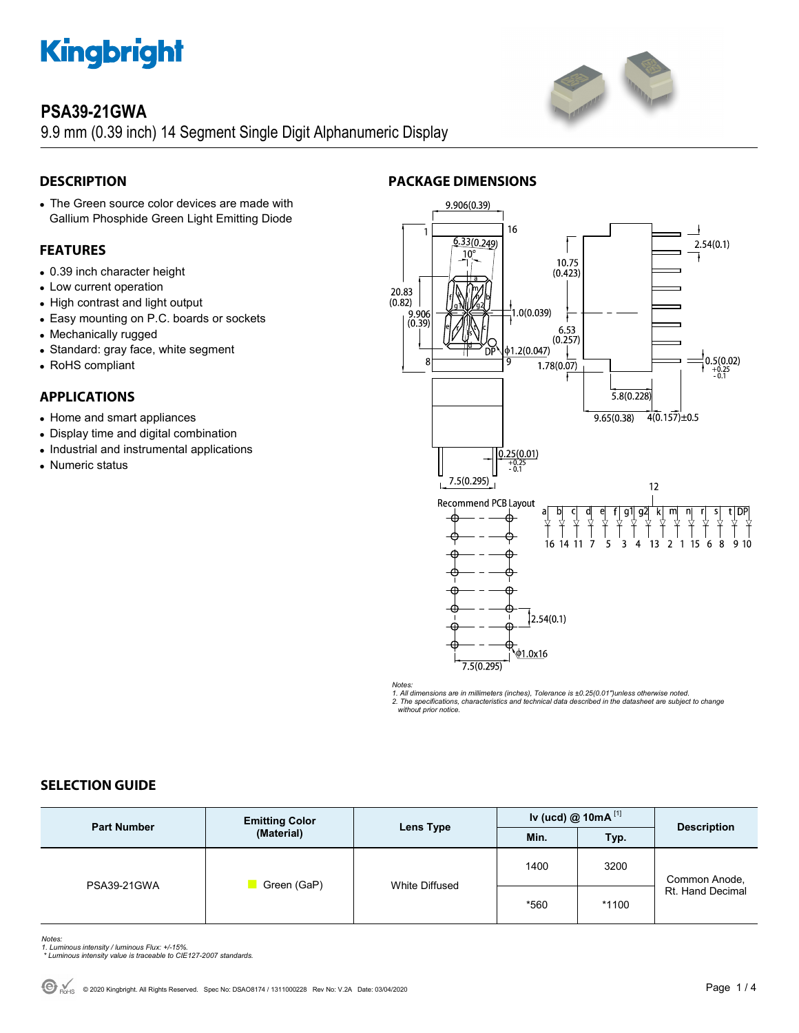Kingbright

# PSA39-21GWA

9.9 mm (0.39 inch) 14 Segment Single Digit Alphanumeric Display

## DESCRIPTION

- The Green source color devices are made with Gallium Phosphide Green Light Emitting Diode

## FEATURES

- 0.39 inch character height
- Low current operation
- High contrast and light output
- Easy mounting on P.C. boards or sockets
- Mechanically rugged
- Standard: gray face, white segment
- RoHS compliant

## APPLICATIONS

- Home and smart appliances
- Display time and digital combination
- Industrial and instrumental applications
- Numeric status

## PACKAGE DIMENSIONS

Recommend PCB Layout

| a | b | c | d | e | f | g1 | g2 | k | m | n | r | s | t | DP |
|---|---|---|---|---|---|---|---|---|---|---|---|---|---|---|
| 16 | 14 | 11 | 7 | 5 | 3 | 4 | 13 | 2 | 1 | 15 | 6 | 8 | 9 | 10 |

Common: 12

*Notes:*
*1. All dimensions are in millimeters (inches), Tolerance is ±0.25(0.01")unless otherwise noted.*
*2. The specifications, characteristics and technical data described in the datasheet are subject to change without prior notice.*

## SELECTION GUIDE

| Part Number | Emitting Color (Material) | Lens Type | Iv (ucd) @ 10mA [1] | | Description |
|---|---|---|---|---|---|
| | | | Min. | Typ. | |
| PSA39-21GWA | Green (GaP) | White Diffused | 1400 | 3200 | Common Anode, Rt. Hand Decimal |
| | | | *560 | *1100 | |

*Notes:*
*1. Luminous intensity / luminous Flux: +/-15%.*
* *Luminous intensity value is traceable to CIE127-2007 standards.*

© 2020 Kingbright. All Rights Reserved. Spec No: DSAO8174 / 1311000228 Rev No: V.2A Date: 03/04/2020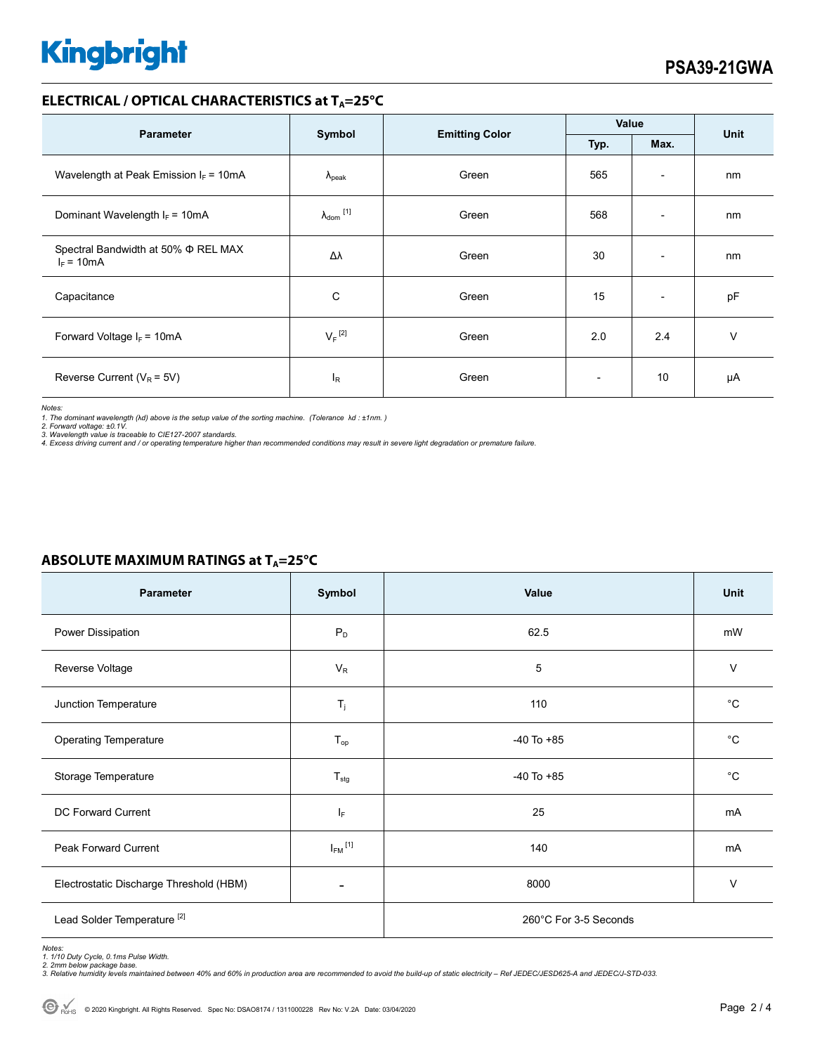## ELECTRICAL / OPTICAL CHARACTERISTICS at $T_A$=25°C

| Parameter | Symbol | Emitting Color | Value | | Unit |
|---|---|---|---|---|---|
| | | | Typ. | Max. | |
| Wavelength at Peak Emission $I_F$ = 10mA | $\lambda_{peak}$ | Green | 565 | - | nm |
| Dominant Wavelength $I_F$ = 10mA | $\lambda_{dom}$ [1] | Green | 568 | - | nm |
| Spectral Bandwidth at 50% Φ REL MAX $I_F$ = 10mA | Δλ | Green | 30 | - | nm |
| Capacitance | C | Green | 15 | - | pF |
| Forward Voltage $I_F$ = 10mA | $V_F$ [2] | Green | 2.0 | 2.4 | V |
| Reverse Current ($V_R$ = 5V) | $I_R$ | Green | - | 10 | μA |

*Notes:*
*1. The dominant wavelength (λd) above is the setup value of the sorting machine. (Tolerance λd : ±1nm. )*
*2. Forward voltage: ±0.1V.*
*3. Wavelength value is traceable to CIE127-2007 standards.*
*4. Excess driving current and / or operating temperature higher than recommended conditions may result in severe light degradation or premature failure.*

## ABSOLUTE MAXIMUM RATINGS at $T_A$=25°C

| Parameter | Symbol | Value | Unit |
|---|---|---|---|
| Power Dissipation | $P_D$ | 62.5 | mW |
| Reverse Voltage | $V_R$ | 5 | V |
| Junction Temperature | $T_j$ | 110 | °C |
| Operating Temperature | $T_{op}$ | -40 To +85 | °C |
| Storage Temperature | $T_{stg}$ | -40 To +85 | °C |
| DC Forward Current | $I_F$ | 25 | mA |
| Peak Forward Current | $I_{FM}$ [1] | 140 | mA |
| Electrostatic Discharge Threshold (HBM) | - | 8000 | V |
| Lead Solder Temperature [2] | | 260°C For 3-5 Seconds | |

*Notes:*
*1. 1/10 Duty Cycle, 0.1ms Pulse Width.*
*2. 2mm below package base.*
*3. Relative humidity levels maintained between 40% and 60% in production area are recommended to avoid the build-up of static electricity – Ref JEDEC/JESD625-A and JEDEC/J-STD-033.*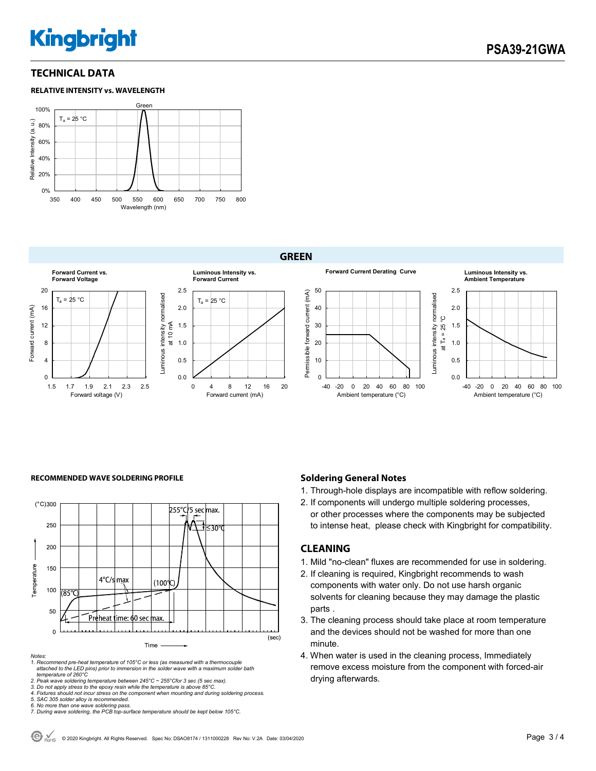## TECHNICAL DATA

### RELATIVE INTENSITY vs. WAVELENGTH

## GREEN

### RECOMMENDED WAVE SOLDERING PROFILE

Notes:
1. Recommend pre-heat temperature of 105°C or less (as measured with a thermocouple attached to the LED pins) prior to immersion in the solder wave with a maximum solder bath temperature of 260°C
2. Peak wave soldering temperature between 245°C ~ 255°Cfor 3 sec (5 sec max).
3. Do not apply stress to the epoxy resin while the temperature is above 85°C.
4. Fixtures should not incur stress on the component when mounting and during soldering process.
5. SAC 305 solder alloy is recommended.
6. No more than one wave soldering pass.
7. During wave soldering, the PCB top-surface temperature should be kept below 105°C.

## Soldering General Notes

1. Through-hole displays are incompatible with reflow soldering.
2. If components will undergo multiple soldering processes, or other processes where the components may be subjected to intense heat, please check with Kingbright for compatibility.

## CLEANING

1. Mild "no-clean" fluxes are recommended for use in soldering.
2. If cleaning is required, Kingbright recommends to wash components with water only. Do not use harsh organic solvents for cleaning because they may damage the plastic parts .
3. The cleaning process should take place at room temperature and the devices should not be washed for more than one minute.
4. When water is used in the cleaning process, Immediately remove excess moisture from the component with forced-air drying afterwards.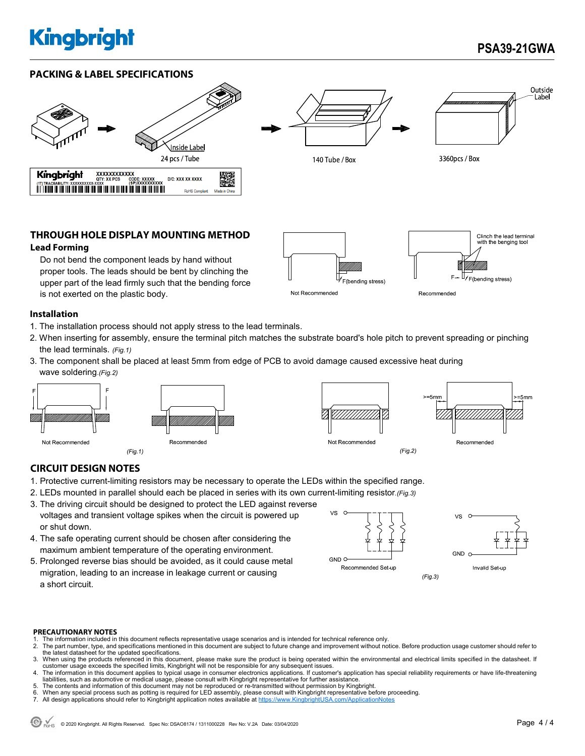## PACKING & LABEL SPECIFICATIONS

Inside Label

24 pcs / Tube

140 Tube / Box

Outside Label

3360pcs / Box

## THROUGH HOLE DISPLAY MOUNTING METHOD

### Lead Forming

Do not bend the component leads by hand without proper tools. The leads should be bent by clinching the upper part of the lead firmly such that the bending force is not exerted on the plastic body.

F(bending stress)

Not Recommended

Clinch the lead terminal with the benging tool

F

F(bending stress)

Recommended

### Installation

1. The installation process should not apply stress to the lead terminals.
2. When inserting for assembly, ensure the terminal pitch matches the substrate board's hole pitch to prevent spreading or pinching the lead terminals. *(Fig.1)*
3. The component shall be placed at least 5mm from edge of PCB to avoid damage caused excessive heat during wave soldering.*(Fig.2)*

F F

Not Recommended

Recommended

*(Fig.1)*

Not Recommended

>=5mm >=5mm

Recommended

*(Fig.2)*

## CIRCUIT DESIGN NOTES

1. Protective current-limiting resistors may be necessary to operate the LEDs within the specified range.
2. LEDs mounted in parallel should each be placed in series with its own current-limiting resistor.*(Fig.3)*
3. The driving circuit should be designed to protect the LED against reverse voltages and transient voltage spikes when the circuit is powered up or shut down.
4. The safe operating current should be chosen after considering the maximum ambient temperature of the operating environment.
5. Prolonged reverse bias should be avoided, as it could cause metal migration, leading to an increase in leakage current or causing a short circuit.

VS

GND

Recommended Set-up

VS

GND

Invalid Set-up

*(Fig.3)*

#### PRECAUTIONARY NOTES

1. The information included in this document reflects representative usage scenarios and is intended for technical reference only.
2. The part number, type, and specifications mentioned in this document are subject to future change and improvement without notice. Before production usage customer should refer to the latest datasheet for the updated specifications.
3. When using the products referenced in this document, please make sure the product is being operated within the environmental and electrical limits specified in the datasheet. If customer usage exceeds the specified limits, Kingbright will not be responsible for any subsequent issues.
4. The information in this document applies to typical usage in consumer electronics applications. If customer's application has special reliability requirements or have life-threatening liabilities, such as automotive or medical usage, please consult with Kingbright representative for further assistance.
5. The contents and information of this document may not be reproduced or re-transmitted without permission by Kingbright.
6. When any special process such as potting is required for LED assembly, please consult with Kingbright representative before proceeding.
7. All design applications should refer to Kingbright application notes available at https://www.KingbrightUSA.com/ApplicationNotes

© 2020 Kingbright. All Rights Reserved. Spec No: DSAO8174 / 1311000228 Rev No: V.2A Date: 03/04/2020